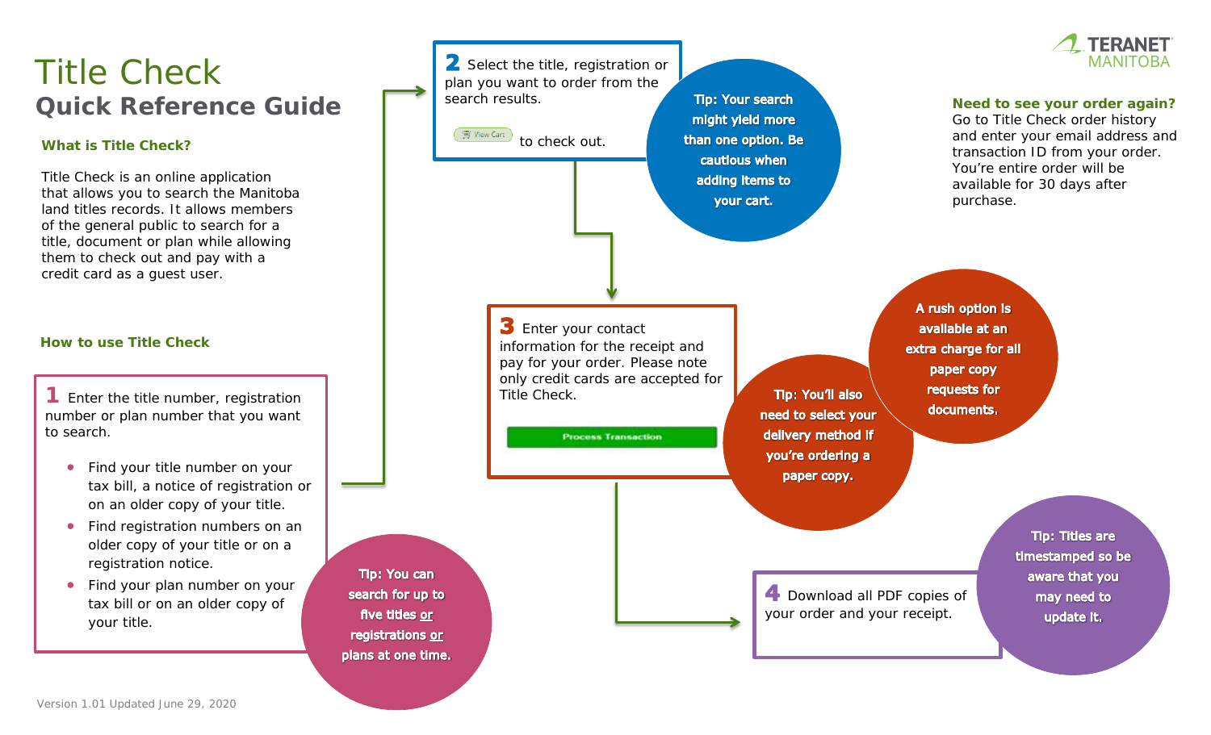# Title Check

## Quick Reference Guide

TERANET MANITOBA

### What is Title Check?

Title Check is an online application that allows you to search the Manitoba land titles records. It allows members of the general public to search for a title, document or plan while allowing them to check out and pay with a credit card as a guest user.

### How to use Title Check

**1** Enter the title number, registration number or plan number that you want to search.

- Find your title number on your tax bill, a notice of registration or on an older copy of your title.
- Find registration numbers on an older copy of your title or on a registration notice.
- Find your plan number on your tax bill or on an older copy of your title.

**Tip: You can search for up to five titles or registrations or plans at one time.**

**2** Select the title, registration or plan you want to order from the search results.

View Cart to check out.

**Tip: Your search might yield more than one option. Be cautious when adding items to your cart.**

**3** Enter your contact information for the receipt and pay for your order. Please note only credit cards are accepted for Title Check.

Process Transaction

**Tip: You'll also need to select your delivery method if you're ordering a paper copy.**

**A rush option is available at an extra charge for all paper copy requests for documents.**

**4** Download all PDF copies of your order and your receipt.

**Tip: Titles are timestamped so be aware that you may need to update it.**

**Need to see your order again?**
Go to Title Check order history and enter your email address and transaction ID from your order. You're entire order will be available for 30 days after purchase.

Version 1.01 Updated June 29, 2020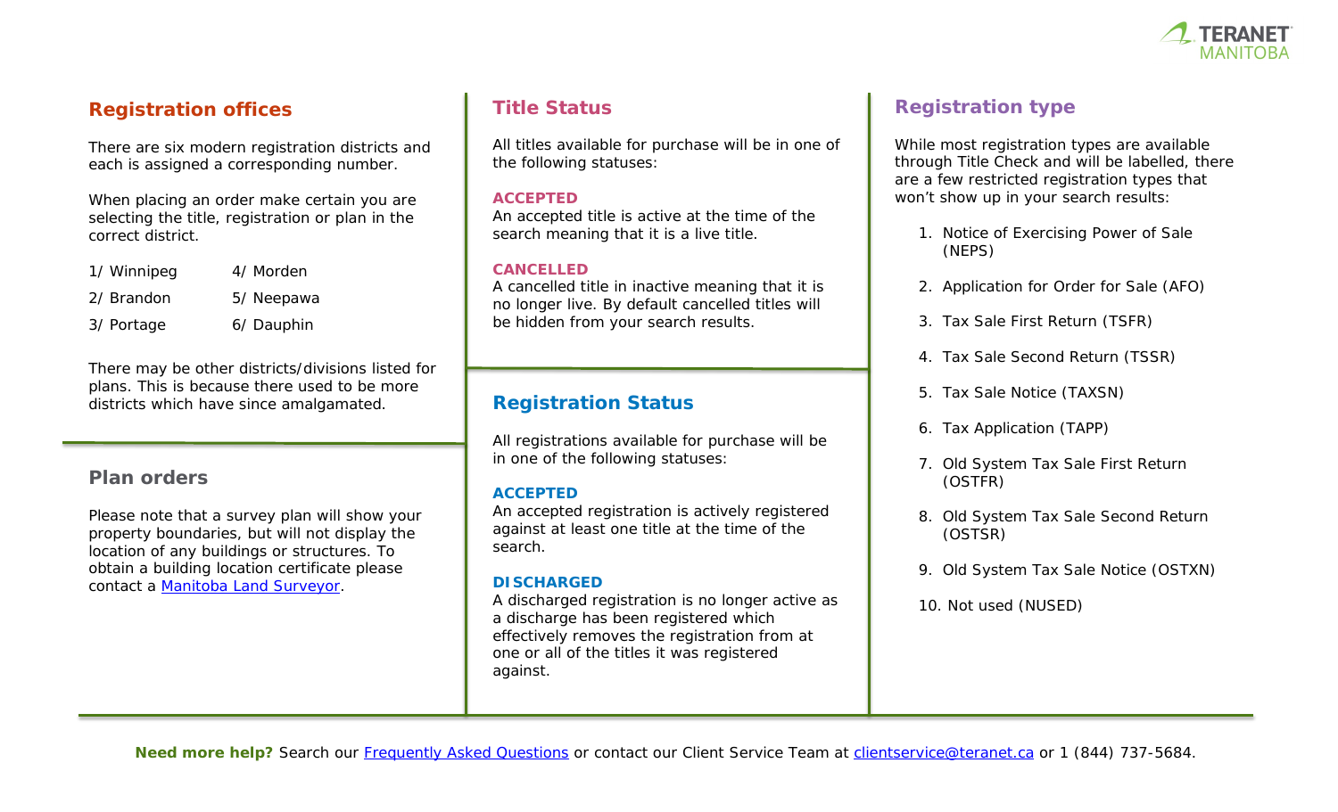## Registration offices

There are six modern registration districts and each is assigned a corresponding number.

When placing an order make certain you are selecting the title, registration or plan in the correct district.

| | |
|---|---|
| 1/ Winnipeg | 4/ Morden |
| 2/ Brandon | 5/ Neepawa |
| 3/ Portage | 6/ Dauphin |

There may be other districts/divisions listed for plans. This is because there used to be more districts which have since amalgamated.

## Plan orders

Please note that a survey plan will show your property boundaries, but will not display the location of any buildings or structures. To obtain a building location certificate please contact a Manitoba Land Surveyor.

## Title Status

All titles available for purchase will be in one of the following statuses:

**ACCEPTED**
An accepted title is active at the time of the search meaning that it is a live title.

**CANCELLED**
A cancelled title in inactive meaning that it is no longer live. By default cancelled titles will be hidden from your search results.

## Registration Status

All registrations available for purchase will be in one of the following statuses:

**ACCEPTED**
An accepted registration is actively registered against at least one title at the time of the search.

**DISCHARGED**
A discharged registration is no longer active as a discharge has been registered which effectively removes the registration from at one or all of the titles it was registered against.

## Registration type

While most registration types are available through Title Check and will be labelled, there are a few restricted registration types that won't show up in your search results:

1. Notice of Exercising Power of Sale (NEPS)
2. Application for Order for Sale (AFO)
3. Tax Sale First Return (TSFR)
4. Tax Sale Second Return (TSSR)
5. Tax Sale Notice (TAXSN)
6. Tax Application (TAPP)
7. Old System Tax Sale First Return (OSTFR)
8. Old System Tax Sale Second Return (OSTSR)
9. Old System Tax Sale Notice (OSTXN)
10. Not used (NUSED)

**Need more help?** Search our Frequently Asked Questions or contact our Client Service Team at clientservice@teranet.ca or 1 (844) 737-5684.